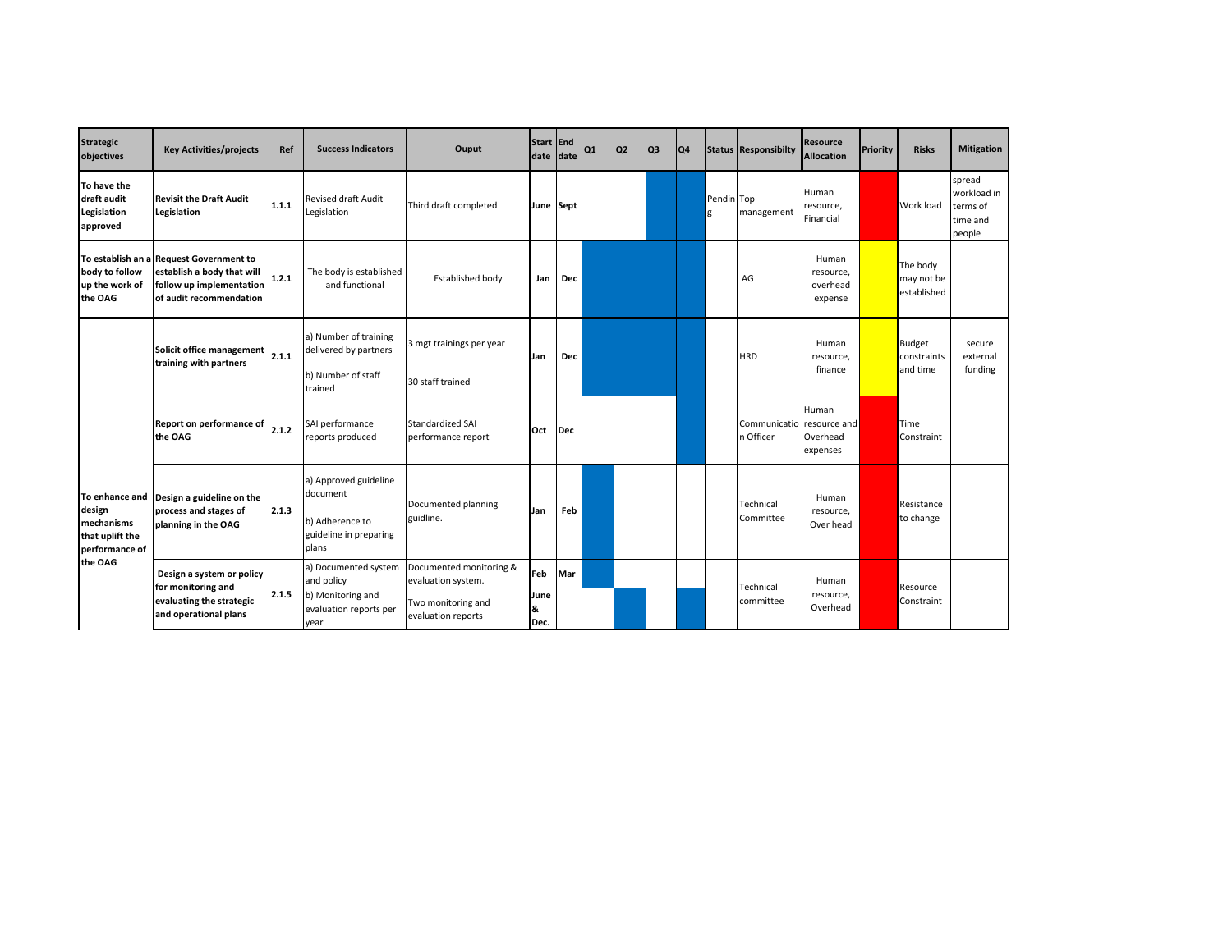| Strategic objectives | Key Activities/projects | Ref | Success Indicators | Ouput | Start date | End date | Q1 | Q2 | Q3 | Q4 | Status | Responsibilty | Resource Allocation | Priority | Risks | Mitigation |
|---|---|---|---|---|---|---|---|---|---|---|---|---|---|---|---|---|
| **To have the draft audit Legislation approved** | **Revisit the Draft Audit Legislation** | **1.1.1** | Revised draft Audit Legislation | Third draft completed | **June** | **Sept** | | | | | Pending | Top management | Human resource, Financial | | Work load | spread workload in terms of time and people |
| **To establish an a body to follow up the work of the OAG** | **Request Government to establish a body that will follow up implementation of audit recommendation** | **1.2.1** | The body is established and functional | Established body | **Jan** | **Dec** | | | | | | AG | Human resource, overhead expense | | The body may not be established | |
| **To enhance and design mechanisms that uplift the performance of the OAG** | **Solicit office management training with partners** | **2.1.1** | a) Number of training delivered by partners | 3 mgt trainings per year | **Jan** | **Dec** | | | | | | HRD | Human resource, finance | | Budget constraints and time | secure external funding |
| | | | b) Number of staff trained | 30 staff trained | | | | | | | | | | | | |
| | **Report on performance of the OAG** | **2.1.2** | SAI performance reports produced | Standardized SAI performance report | **Oct** | **Dec** | | | | | | Communication Officer | Human resource and Overhead expenses | | Time Constraint | |
| | **Design a guideline on the process and stages of planning in the OAG** | **2.1.3** | a) Approved guideline document | Documented planning guidline. | **Jan** | **Feb** | | | | | | Technical Committee | Human resource, Over head | | Resistance to change | |
| | | | b) Adherence to guideline in preparing plans | | | | | | | | | | | | | |
| | **Design a system or policy for monitoring and evaluating the strategic and operational plans** | **2.1.5** | a) Documented system and policy | Documented monitoring & evaluation system. | **Feb** | **Mar** | | | | | | Technical committee | Human resource, Overhead | | Resource Constraint | |
| | | | b) Monitoring and evaluation reports per year | Two monitoring and evaluation reports | **June & Dec.** | | | | | | | | | | | |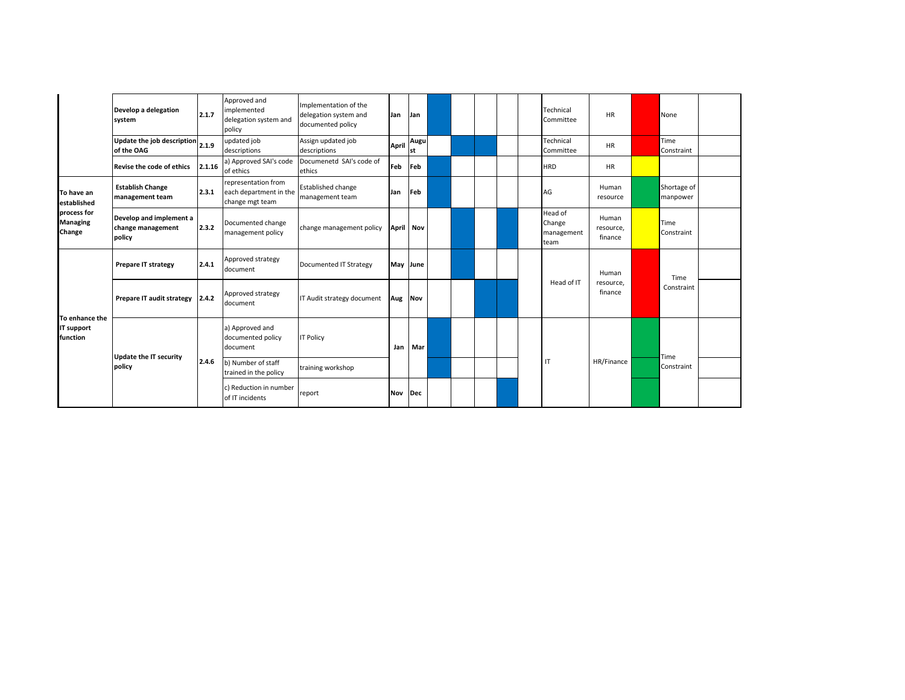| | | | | | | | | | | | | | | | | |
|---|---|---|---|---|---|---|---|---|---|---|---|---|---|---|---|---|
| | **Develop a delegation system** | **2.1.7** | Approved and implemented delegation system and policy | Implementation of the delegation system and documented policy | **Jan** | **Jan** | ■ | | | | | Technical Committee | HR | Red | None | |
| | **Update the job description of the OAG** | **2.1.9** | updated job descriptions | Assign updated job descriptions | **April** | **August** | | ■ | ■ | | | Technical Committee | HR | Red | Time Constraint | |
| | **Revise the code of ethics** | **2.1.16** | a) Approved SAI's code of ethics | Documenetd SAI's code of ethics | **Feb** | **Feb** | ■ | | | | | HRD | HR | Yellow | | |
| **To have an established process for Managing Change** | **Establish Change management team** | **2.3.1** | representation from each department in the change mgt team | Established change management team | **Jan** | **Feb** | ■ | | | | | AG | Human resource | Green | Shortage of manpower | |
| | **Develop and implement a change management policy** | **2.3.2** | Documented change management policy | change management policy | **April** | **Nov** | | ■ | | ■ | | Head of Change management team | Human resource, finance | Yellow | Time Constraint | |
| **To enhance the IT support function** | **Prepare IT strategy** | **2.4.1** | Approved strategy document | Documented IT Strategy | **May** | **June** | | ■ | | | | Head of IT | Human resource, finance | Red | Time Constraint | |
| | **Prepare IT audit strategy** | **2.4.2** | Approved strategy document | IT Audit strategy document | **Aug** | **Nov** | | | ■ | ■ | | | | | | |
| | **Update the IT security policy** | **2.4.6** | a) Approved and documented policy document | IT Policy | **Jan** | **Mar** | ■ | | | | | IT | HR/Finance | Green | Time Constraint | |
| | | | b) Number of staff trained in the policy | training workshop | | | ■ | | | | | | | Green | | |
| | | | c) Reduction in number of IT incidents | report | **Nov** | **Dec** | | | | ■ | | | | Green | | |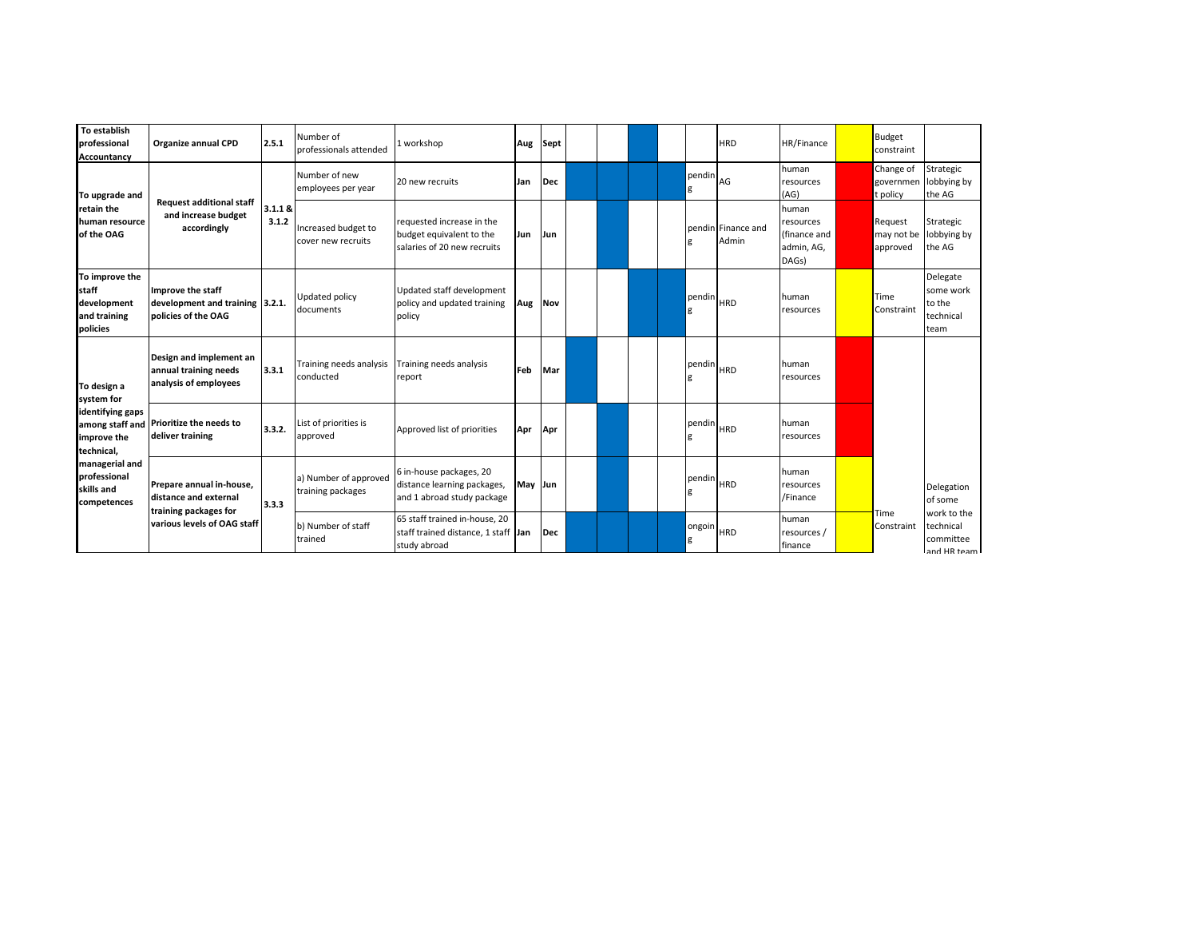| | | | | | | | | | | | | | | | | | |
|---|---|---|---|---|---|---|---|---|---|---|---|---|---|---|---|---|---|
| **To establish professional Accountancy** | **Organize annual CPD** | **2.5.1** | Number of professionals attended | 1 workshop | **Aug** | **Sept** | | | ■ | | | HRD | HR/Finance | Yellow | Budget constraint | |
| **To upgrade and retain the human resource of the OAG** | **Request additional staff and increase budget accordingly** | **3.1.1 & 3.1.2** | Number of new employees per year | 20 new recruits | **Jan** | **Dec** | ■ | ■ | ■ | ■ | pending | AG | human resources (AG) | Red | Change of government policy | Strategic lobbying by the AG |
| | | | Increased budget to cover new recruits | requested increase in the budget equivalent to the salaries of 20 new recruits | **Jun** | **Jun** | | ■ | | | pending | Finance and Admin | human resources (finance and admin, AG, DAGs) | Red | Request may not be approved | Strategic lobbying by the AG |
| **To improve the staff development and training policies** | **Improve the staff development and training policies of the OAG** | **3.2.1.** | Updated policy documents | Updated staff development policy and updated training policy | **Aug** | **Nov** | | | ■ | ■ | pending | HRD | human resources | Yellow | Time Constraint | Delegate some work to the technical team |
| **To design a system for identifying gaps among staff and improve the technical, managerial and professional skills and competences** | **Design and implement an annual training needs analysis of employees** | **3.3.1** | Training needs analysis conducted | Training needs analysis report | **Feb** | **Mar** | ■ | | | | pending | HRD | human resources | Red | Time Constraint | Delegation of some work to the technical committee and HR team |
| | **Prioritize the needs to deliver training** | **3.3.2.** | List of priorities is approved | Approved list of priorities | **Apr** | **Apr** | | ■ | | | pending | HRD | human resources | Red | | |
| | **Prepare annual in-house, distance and external training packages for various levels of OAG staff** | **3.3.3** | a) Number of approved training packages | 6 in-house packages, 20 distance learning packages, and 1 abroad study package | **May** | **Jun** | | ■ | | | pending | HRD | human resources /Finance | Yellow | | |
| | | | b) Number of staff trained | 65 staff trained in-house, 20 staff trained distance, 1 staff study abroad | **Jan** | **Dec** | ■ | ■ | ■ | ■ | ongoing | HRD | human resources / finance | Yellow | | |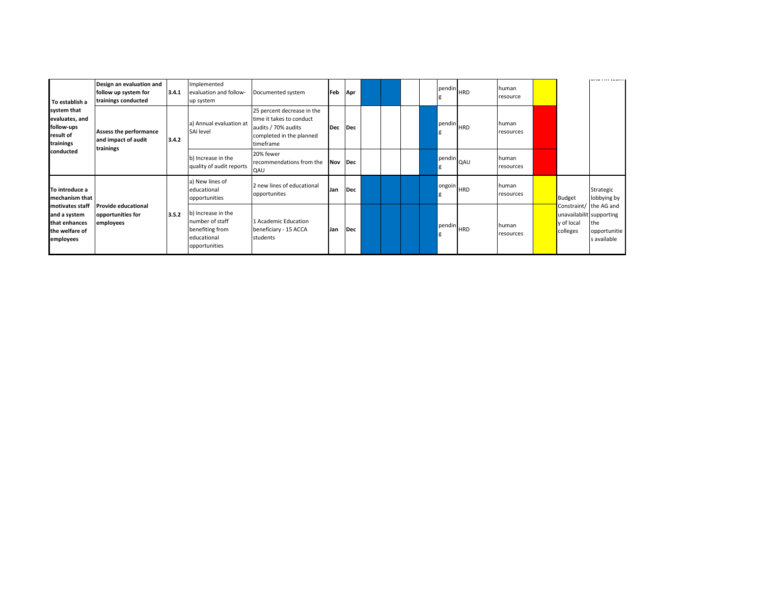| | | | | | | | | | | | | | | | | | |
|---|---|---|---|---|---|---|---|---|---|---|---|---|---|---|---|---|---|
| **To establish a system that evaluates, and follow-ups result of trainings conducted** | **Design an evaluation and follow up system for trainings conducted** | **3.4.1** | Implemented evaluation and follow-up system | Documented system | **Feb** | **Apr** | | | | | pending | HRD | human resource | | | and HR team |
| | **Assess the performance and impact of audit trainings** | **3.4.2** | a) Annual evaluation at SAI level | 25 percent decrease in the time it takes to conduct audits / 70% audits completed in the planned timeframe | **Dec** | **Dec** | | | | | pending | HRD | human resources | | | |
| | | | b) Increase in the quality of audit reports | 20% fewer recommendations from the QAU | **Nov** | **Dec** | | | | | pending | QAU | human resources | | | |
| **To introduce a mechanism that motivates staff and a system that enhances the welfare of employees** | **Provide educational opportunities for employees** | **3.5.2** | a) New lines of educational opportunities | 2 new lines of educational opportunites | **Jan** | **Dec** | | | | | ongoing | HRD | human resources | | Budget Constraint/ unavailability of local colleges | Strategic lobbying by the AG and supporting the opportunities available |
| | | | b) Increase in the number of staff benefiting from educational opportunities | 1 Academic Education beneficiary - 15 ACCA students | **Jan** | **Dec** | | | | | pending | HRD | human resources | | | |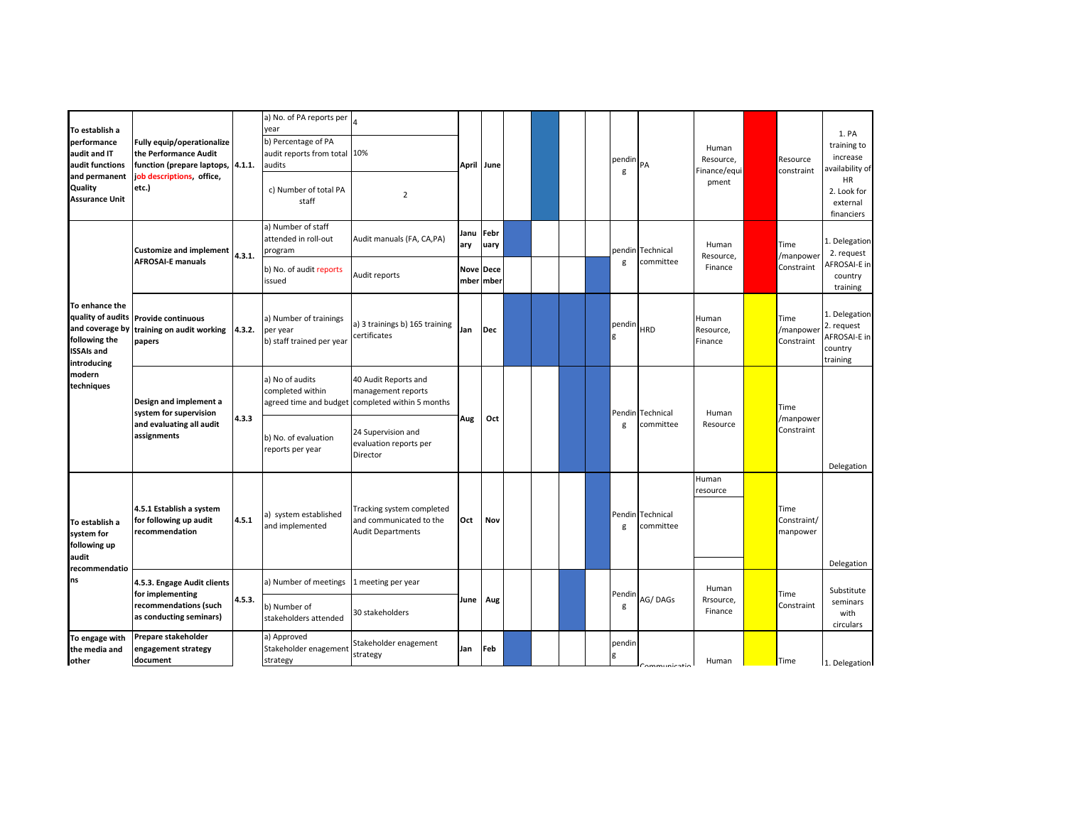| | | | | | | | | | | | | | | | | | |
|---|---|---|---|---|---|---|---|---|---|---|---|---|---|---|---|---|---|
| To establish a performance audit and IT audit functions and permanent Quality Assurance Unit | Fully equip/operationalize the Performance Audit function (prepare laptops, job descriptions, office, etc.) | 4.1.1. | a) No. of PA reports per year | 4 | April | June | | | | | | pending | PA | Human Resource, Finance/equipment | | Resource constraint | 1. PA training to increase availability of HR 2. Look for external financiers |
| | | | b) Percentage of PA audit reports from total audits | 10% | | | | | | | | | | | | | |
| | | | c) Number of total PA staff | 2 | | | | | | | | | | | | | |
| To enhance the quality of audits and coverage by following the ISSAIs and introducing modern techniques | Customize and implement AFROSAI-E manuals | 4.3.1. | a) Number of staff attended in roll-out program | Audit manuals (FA, CA,PA) | January | February | | | | | | pending | Technical committee | Human Resource, Finance | | Time /manpower Constraint | 1. Delegation 2. request AFROSAI-E in country training |
| | | | b) No. of audit reports issued | Audit reports | November | December | | | | | | | | | | | |
| | Provide continuous training on audit working papers | 4.3.2. | a) Number of trainings per year b) staff trained per year | a) 3 trainings b) 165 training certificates | Jan | Dec | | | | | | pending | HRD | Human Resource, Finance | | Time /manpower Constraint | 1. Delegation 2. request AFROSAI-E in country training |
| | Design and implement a system for supervision and evaluating all audit assignments | 4.3.3 | a) No of audits completed within agreed time and budget | 40 Audit Reports and management reports completed within 5 months | Aug | Oct | | | | | | Pending | Technical committee | Human Resource | | Time /manpower Constraint | Delegation |
| | | | b) No. of evaluation reports per year | 24 Supervision and evaluation reports per Director | | | | | | | | | | | | | |
| To establish a system for following up audit recommendations | 4.5.1 Establish a system for following up audit recommendation | 4.5.1 | a) system established and implemented | Tracking system completed and communicated to the Audit Departments | Oct | Nov | | | | | | Pending | Technical committee | Human resource | | Time Constraint/ manpower | Delegation |
| | 4.5.3. Engage Audit clients for implementing recommendations (such as conducting seminars) | 4.5.3. | a) Number of meetings | 1 meeting per year | June | Aug | | | | | | Pending | AG/ DAGs | Human Rrsource, Finance | | Time Constraint | Substitute seminars with circulars |
| | | | b) Number of stakeholders attended | 30 stakeholders | | | | | | | | | | | | | |
| To engage with the media and other | Prepare stakeholder engagement strategy document | | a) Approved Stakeholder engagement strategy | Stakeholder engagement strategy | Jan | Feb | | | | | | pending | Communicatio | Human | | Time | 1. Delegation |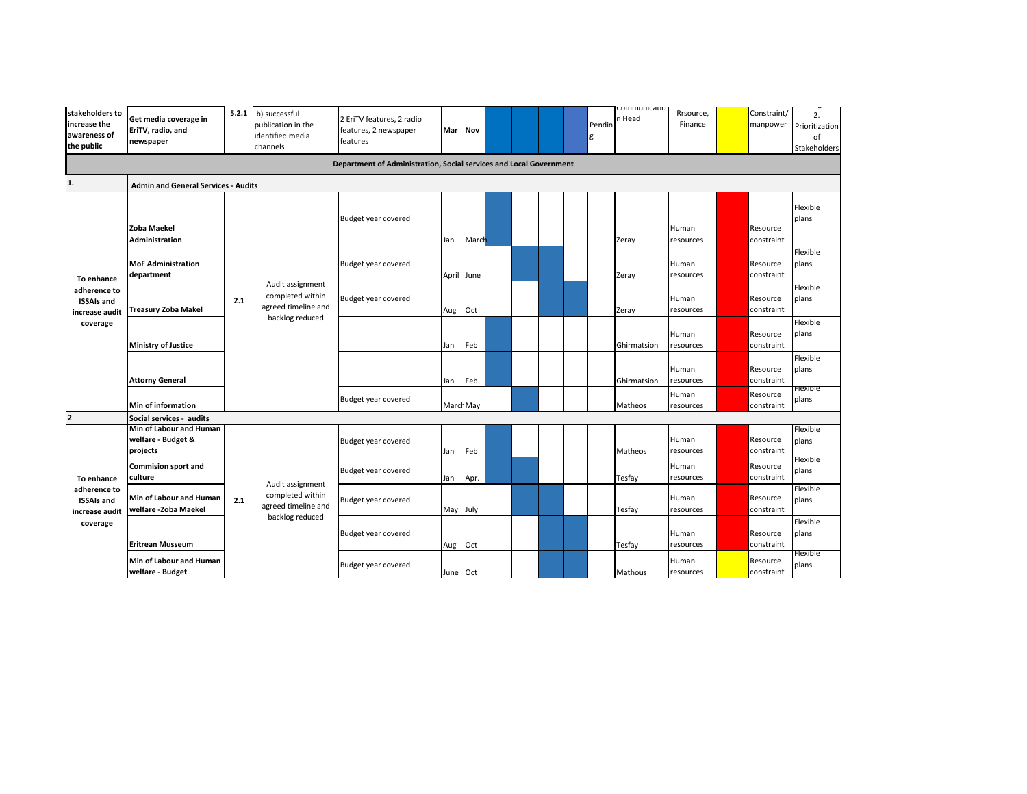| | | | | | | | | | | | | | | | | |
|---|---|---|---|---|---|---|---|---|---|---|---|---|---|---|---|---|
| **stakeholders to increase the awareness of the public** | **Get media coverage in EriTV, radio, and newspaper** | **5.2.1** | b) successful publication in the identified media channels | 2 EriTV features, 2 radio features, 2 newspaper features | **Mar** | **Nov** | | | | | Pending | Communication Head | Rrsource, Finance | | Constraint/ manpower | 2. Prioritization of Stakeholders |
| **Department of Administration, Social services and Local Government** | | | | | | | | | | | | | | | | |
| **1.** | **Admin and General Services - Audits** | | | | | | | | | | | | | | | |
| **To enhance adherence to ISSAIs and increase audit coverage** | **Zoba Maekel Administration** | **2.1** | Audit assignment completed within agreed timeline and backlog reduced | Budget year covered | Jan | March | | | | | | Zeray | Human resources | | Resource constraint | Flexible plans |
| | **MoF Administration department** | | | Budget year covered | April | June | | | | | | Zeray | Human resources | | Resource constraint | Flexible plans |
| | **Treasury Zoba Makel** | | | Budget year covered | Aug | Oct | | | | | | Zeray | Human resources | | Resource constraint | Flexible plans |
| | **Ministry of Justice** | | | | Jan | Feb | | | | | | Ghirmatsion | Human resources | | Resource constraint | Flexible plans |
| | **Attorny General** | | | | Jan | Feb | | | | | | Ghirmatsion | Human resources | | Resource constraint | Flexible plans |
| | **Min of information** | | | Budget year covered | March | May | | | | | | Matheos | Human resources | | Resource constraint | Flexible plans |
| **2** | **Social services - audits** | | | | | | | | | | | | | | | |
| **To enhance adherence to ISSAIs and increase audit coverage** | **Min of Labour and Human welfare - Budget & projects** | **2.1** | Audit assignment completed within agreed timeline and backlog reduced | Budget year covered | Jan | Feb | | | | | | Matheos | Human resources | | Resource constraint | Flexible plans |
| | **Commision sport and culture** | | | Budget year covered | Jan | Apr. | | | | | | Tesfay | Human resources | | Resource constraint | Flexible plans |
| | **Min of Labour and Human welfare -Zoba Maekel** | | | Budget year covered | May | July | | | | | | Tesfay | Human resources | | Resource constraint | Flexible plans |
| | **Eritrean Musseum** | | | Budget year covered | Aug | Oct | | | | | | Tesfay | Human resources | | Resource constraint | Flexible plans |
| | **Min of Labour and Human welfare - Budget** | | | Budget year covered | June | Oct | | | | | | Mathous | Human resources | | Resource constraint | Flexible plans |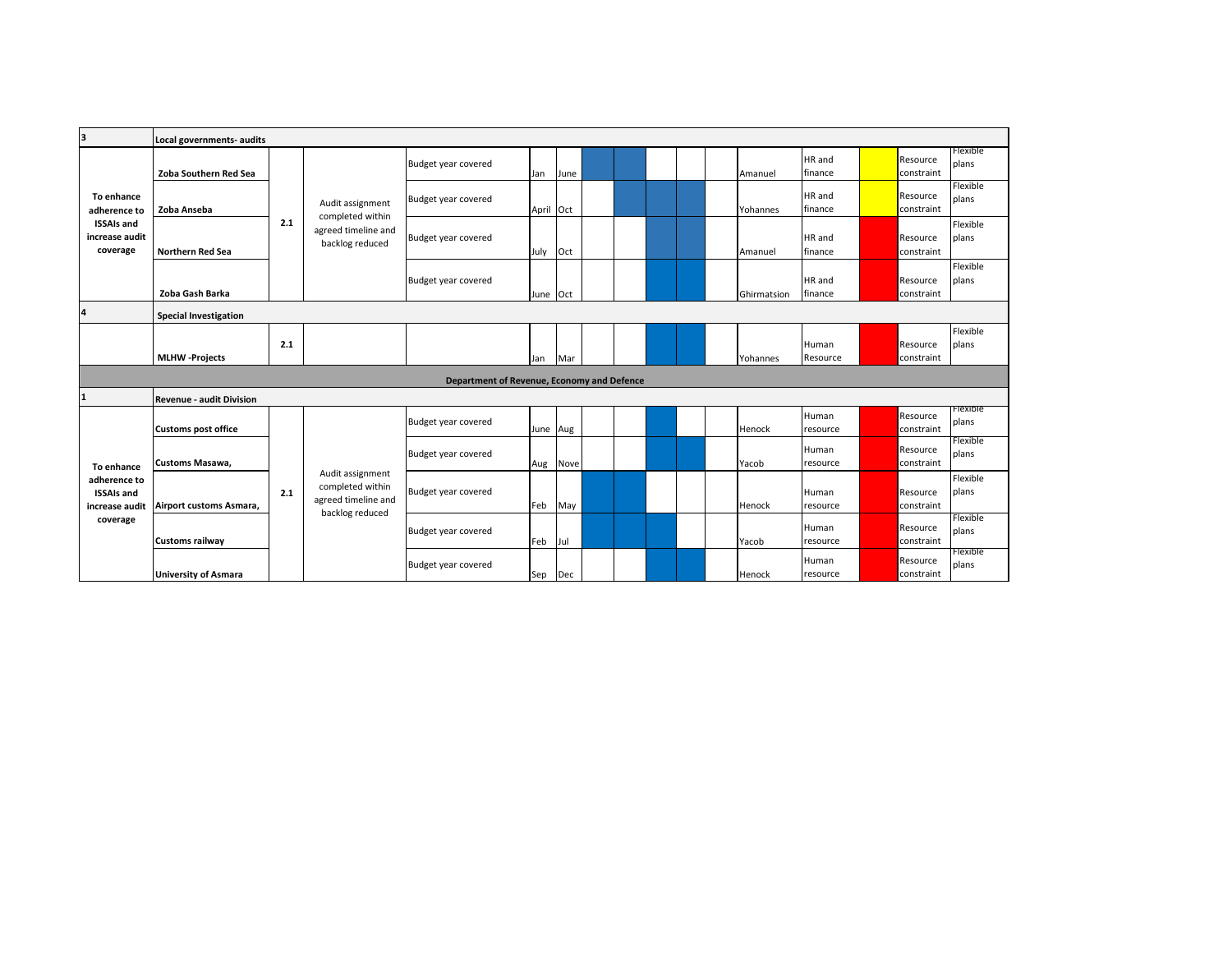| 3 | Local governments- audits | | | | | | | | | | | | | | | | |
|---|---|---|---|---|---|---|---|---|---|---|---|---|---|---|---|---|---|
| To enhance adherence to ISSAIs and increase audit coverage | Zoba Southern Red Sea | 2.1 | Audit assignment completed within agreed timeline and backlog reduced | Budget year covered | Jan | June | | | | | | Amanuel | HR and finance | | Resource constraint | Flexible plans |
| | Zoba Anseba | | | Budget year covered | April | Oct | | | | | | Yohannes | HR and finance | | Resource constraint | Flexible plans |
| | Northern Red Sea | | | Budget year covered | July | Oct | | | | | | Amanuel | HR and finance | | Resource constraint | Flexible plans |
| | Zoba Gash Barka | | | Budget year covered | June | Oct | | | | | | Ghirmatsion | HR and finance | | Resource constraint | Flexible plans |
| 4 | Special Investigation | | | | | | | | | | | | | | | |
| | MLHW -Projects | 2.1 | | | Jan | Mar | | | | | | Yohannes | Human Resource | | Resource constraint | Flexible plans |
| | | | | Department of Revenue, Economy and Defence | | | | | | | | | | | | |
| 1 | Revenue - audit Division | | | | | | | | | | | | | | | |
| To enhance adherence to ISSAIs and increase audit coverage | Customs post office | 2.1 | Audit assignment completed within agreed timeline and backlog reduced | Budget year covered | June | Aug | | | | | | Henock | Human resource | | Resource constraint | Flexible plans |
| | Customs Masawa, | | | Budget year covered | Aug | Nove | | | | | | Yacob | Human resource | | Resource constraint | Flexible plans |
| | Airport customs Asmara, | | | Budget year covered | Feb | May | | | | | | Henock | Human resource | | Resource constraint | Flexible plans |
| | Customs railway | | | Budget year covered | Feb | Jul | | | | | | Yacob | Human resource | | Resource constraint | Flexible plans |
| | University of Asmara | | | Budget year covered | Sep | Dec | | | | | | Henock | Human resource | | Resource constraint | Flexible plans |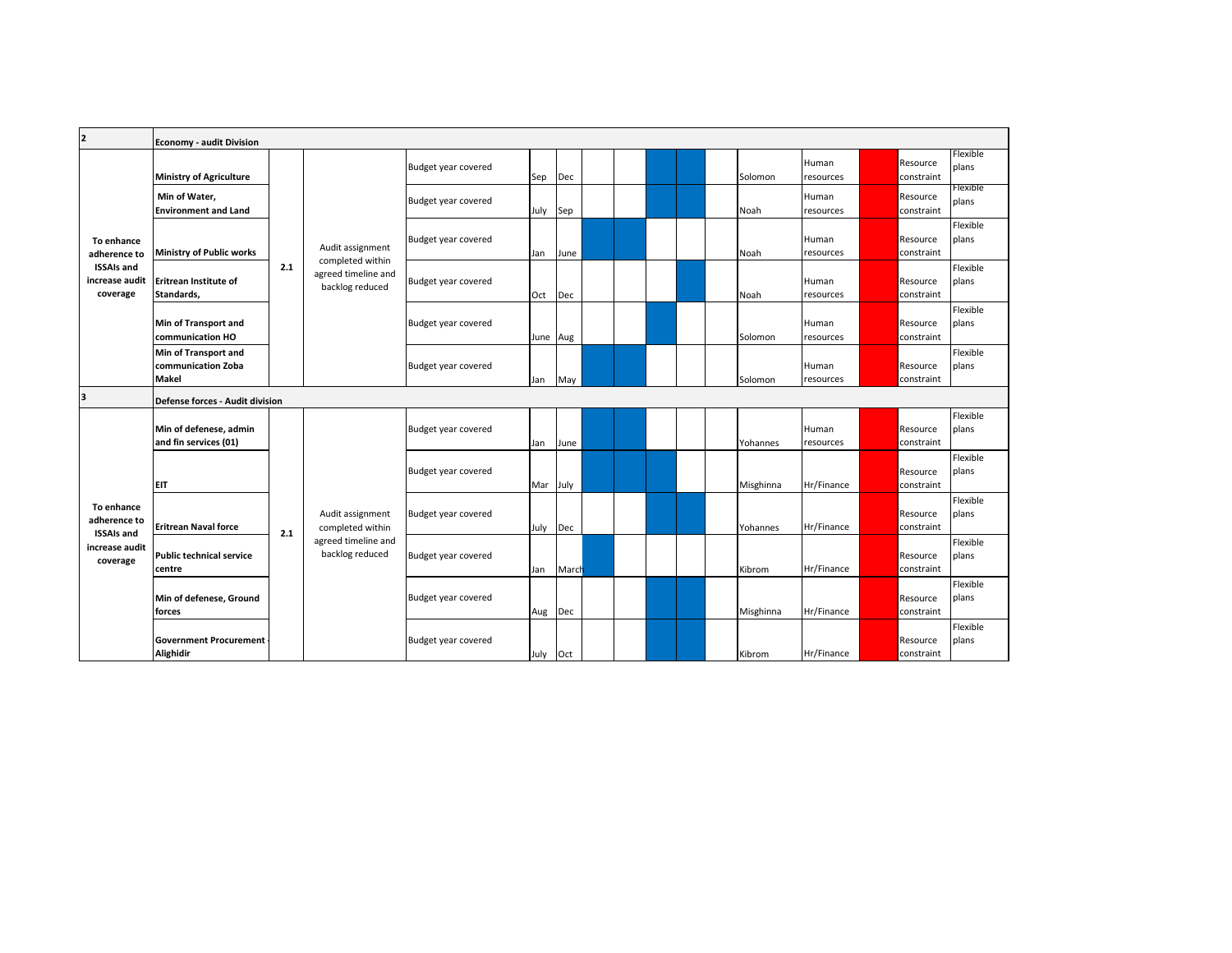| 2 | Economy - audit Division | | | | | | | | | | | | | | | | |
|---|---|---|---|---|---|---|---|---|---|---|---|---|---|---|---|---|---|
| To enhance adherence to ISSAIs and increase audit coverage | **Ministry of Agriculture** | **2.1** | Audit assignment completed within agreed timeline and backlog reduced | Budget year covered | Sep | Dec | | | | | | Solomon | Human resources | | Resource constraint | Flexible plans |
| | **Min of Water, Environment and Land** | | | Budget year covered | July | Sep | | | | | | Noah | Human resources | | Resource constraint | Flexible plans |
| | **Ministry of Public works** | | | Budget year covered | Jan | June | | | | | | Noah | Human resources | | Resource constraint | Flexible plans |
| | **Eritrean Institute of Standards,** | | | Budget year covered | Oct | Dec | | | | | | Noah | Human resources | | Resource constraint | Flexible plans |
| | **Min of Transport and communication HO** | | | Budget year covered | June | Aug | | | | | | Solomon | Human resources | | Resource constraint | Flexible plans |
| | **Min of Transport and communication Zoba Makel** | | | Budget year covered | Jan | May | | | | | | Solomon | Human resources | | Resource constraint | Flexible plans |
| **3** | **Defense forces - Audit division** | | | | | | | | | | | | | | | | |
| To enhance adherence to ISSAIs and increase audit coverage | **Min of defenese, admin and fin services (01)** | **2.1** | Audit assignment completed within agreed timeline and backlog reduced | Budget year covered | Jan | June | | | | | | Yohannes | Human resources | | Resource constraint | Flexible plans |
| | **EIT** | | | Budget year covered | Mar | July | | | | | | Misghinna | Hr/Finance | | Resource constraint | Flexible plans |
| | **Eritrean Naval force** | | | Budget year covered | July | Dec | | | | | | Yohannes | Hr/Finance | | Resource constraint | Flexible plans |
| | **Public technical service centre** | | | Budget year covered | Jan | March | | | | | | Kibrom | Hr/Finance | | Resource constraint | Flexible plans |
| | **Min of defenese, Ground forces** | | | Budget year covered | Aug | Dec | | | | | | Misghinna | Hr/Finance | | Resource constraint | Flexible plans |
| | **Government Procurement - Alighidir** | | | Budget year covered | July | Oct | | | | | | Kibrom | Hr/Finance | | Resource constraint | Flexible plans |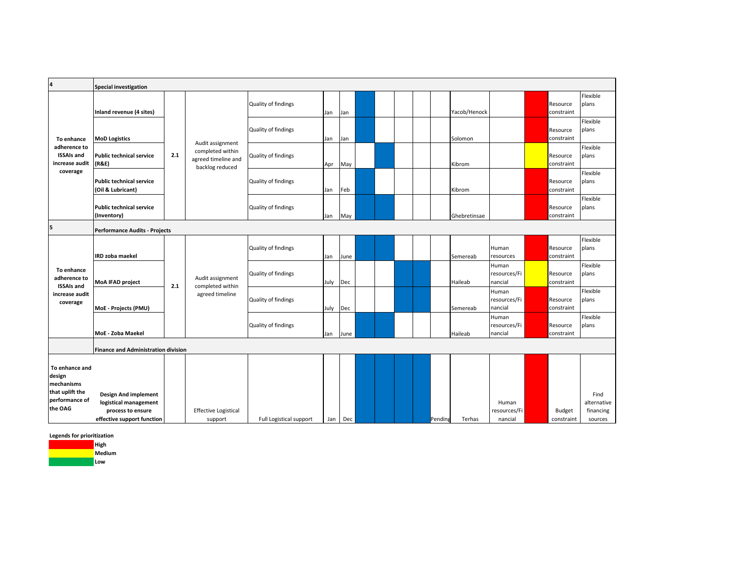| | | | | | | | | | | | | | | | | | |
|---|---|---|---|---|---|---|---|---|---|---|---|---|---|---|---|---|---|
| **4** | **Special investigation** | | | | | | | | | | | | | | | | |
| **To enhance adherence to ISSAIs and increase audit coverage** | **Inland revenue (4 sites)** | **2.1** | Audit assignment completed within agreed timeline and backlog reduced | Quality of findings | Jan | Jan | | | | | | Yacob/Henock | | | High | Resource constraint | Flexible plans |
| | **MoD Logistics** | | | Quality of findings | Jan | Jan | | | | | | Solomon | | | High | Resource constraint | Flexible plans |
| | **Public technical service (R&E)** | | | Quality of findings | Apr | May | | | | | | Kibrom | | | Medium | Resource constraint | Flexible plans |
| | **Public technical service (Oil & Lubricant)** | | | Quality of findings | Jan | Feb | | | | | | Kibrom | | | High | Resource constraint | Flexible plans |
| | **Public technical service (Inventory)** | | | Quality of findings | Jan | May | | | | | | Ghebretinsae | | | High | Resource constraint | Flexible plans |
| **5** | **Performance Audits - Projects** | | | | | | | | | | | | | | | | |
| **To enhance adherence to ISSAIs and increase audit coverage** | **IRD zoba maekel** | **2.1** | Audit assignment completed within agreed timeline | Quality of findings | Jan | June | | | | | | Semereab | Human resources | | High | Resource constraint | Flexible plans |
| | **MoA IFAD project** | | | Quality of findings | July | Dec | | | | | | Haileab | Human resources/Financial | | Medium | Resource constraint | Flexible plans |
| | **MoE - Projects (PMU)** | | | Quality of findings | July | Dec | | | | | | Semereab | Human resources/Financial | | High | Resource constraint | Flexible plans |
| | **MoE - Zoba Maekel** | | | Quality of findings | Jan | June | | | | | | Haileab | Human resources/Financial | | High | Resource constraint | Flexible plans |
| | **Finance and Administration division** | | | | | | | | | | | | | | | | |
| **To enhance and design mechanisms that uplift the performance of the OAG** | **Design And implement logistical management process to ensure effective support function** | | Effective Logistical support | Full Logistical support | Jan | Dec | | | | | Pending | Terhas | Human resources/Financial | | High | Budget constraint | Find alternative financing sources |

**Legends for prioritization**

- **High**
- **Medium**
- **Low**